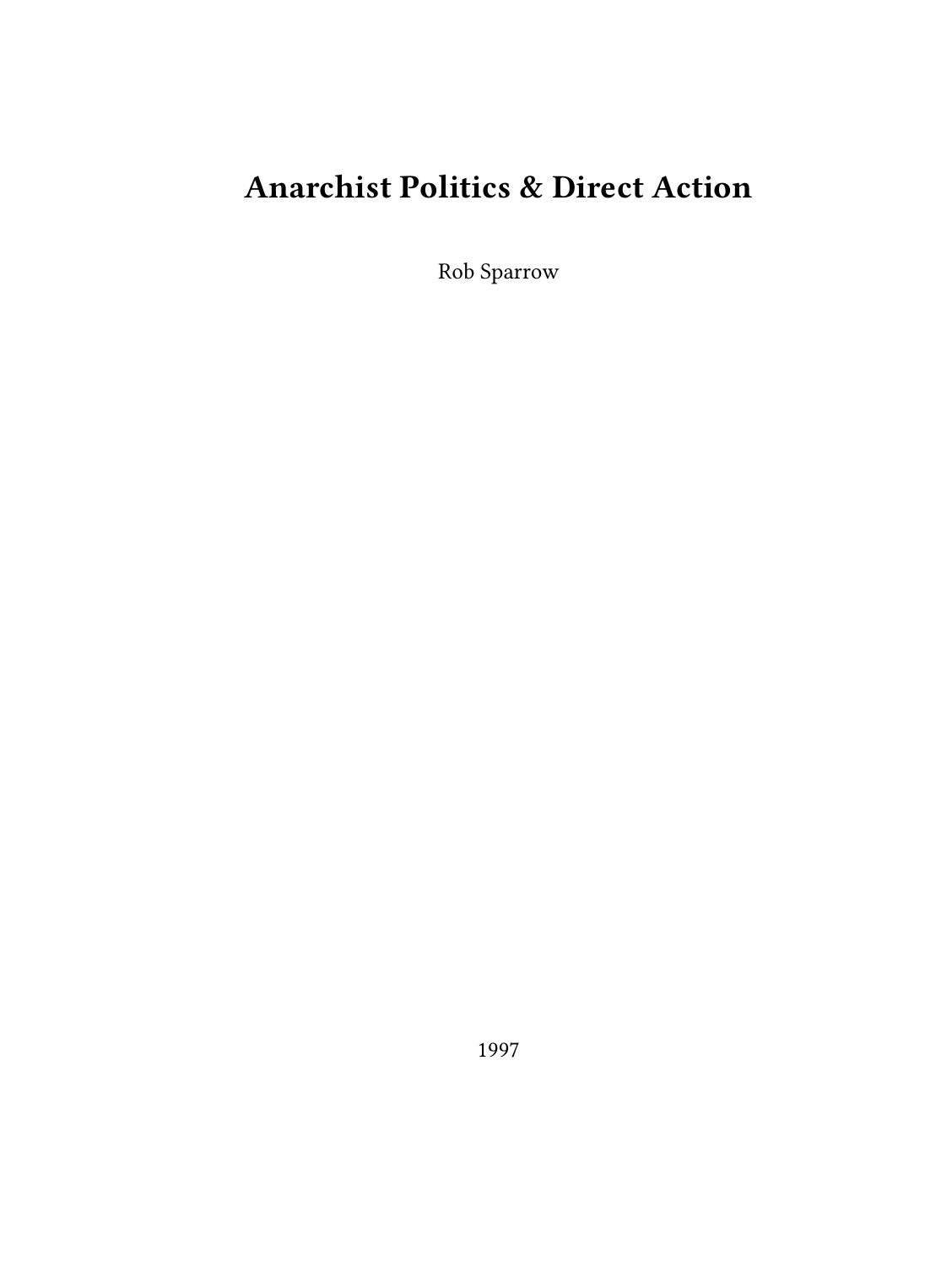# Anarchist Politics & Direct Action

Rob Sparrow

1997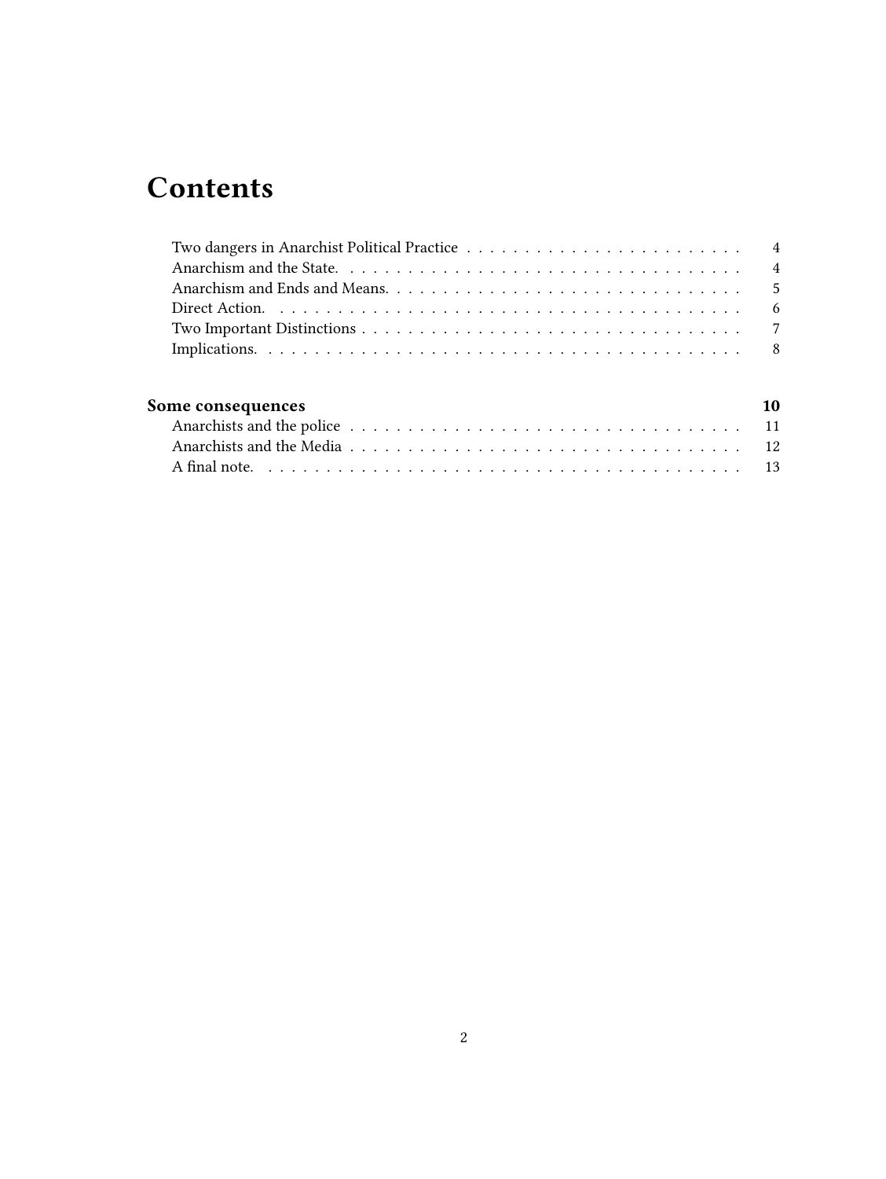# Contents

- Two dangers in Anarchist Political Practice . . . . . . . . . . . . . . . . . . . . . . . . 4
- Anarchism and the State. . . . . . . . . . . . . . . . . . . . . . . . . . . . . . . . . . . . 4
- Anarchism and Ends and Means. . . . . . . . . . . . . . . . . . . . . . . . . . . . . . . 5
- Direct Action. . . . . . . . . . . . . . . . . . . . . . . . . . . . . . . . . . . . . . . . . 6
- Two Important Distinctions . . . . . . . . . . . . . . . . . . . . . . . . . . . . . . . . . 7
- Implications. . . . . . . . . . . . . . . . . . . . . . . . . . . . . . . . . . . . . . . . . . 8

**Some consequences** **10**

- Anarchists and the police . . . . . . . . . . . . . . . . . . . . . . . . . . . . . . . . . . 11
- Anarchists and the Media . . . . . . . . . . . . . . . . . . . . . . . . . . . . . . . . . . 12
- A final note. . . . . . . . . . . . . . . . . . . . . . . . . . . . . . . . . . . . . . . . . . 13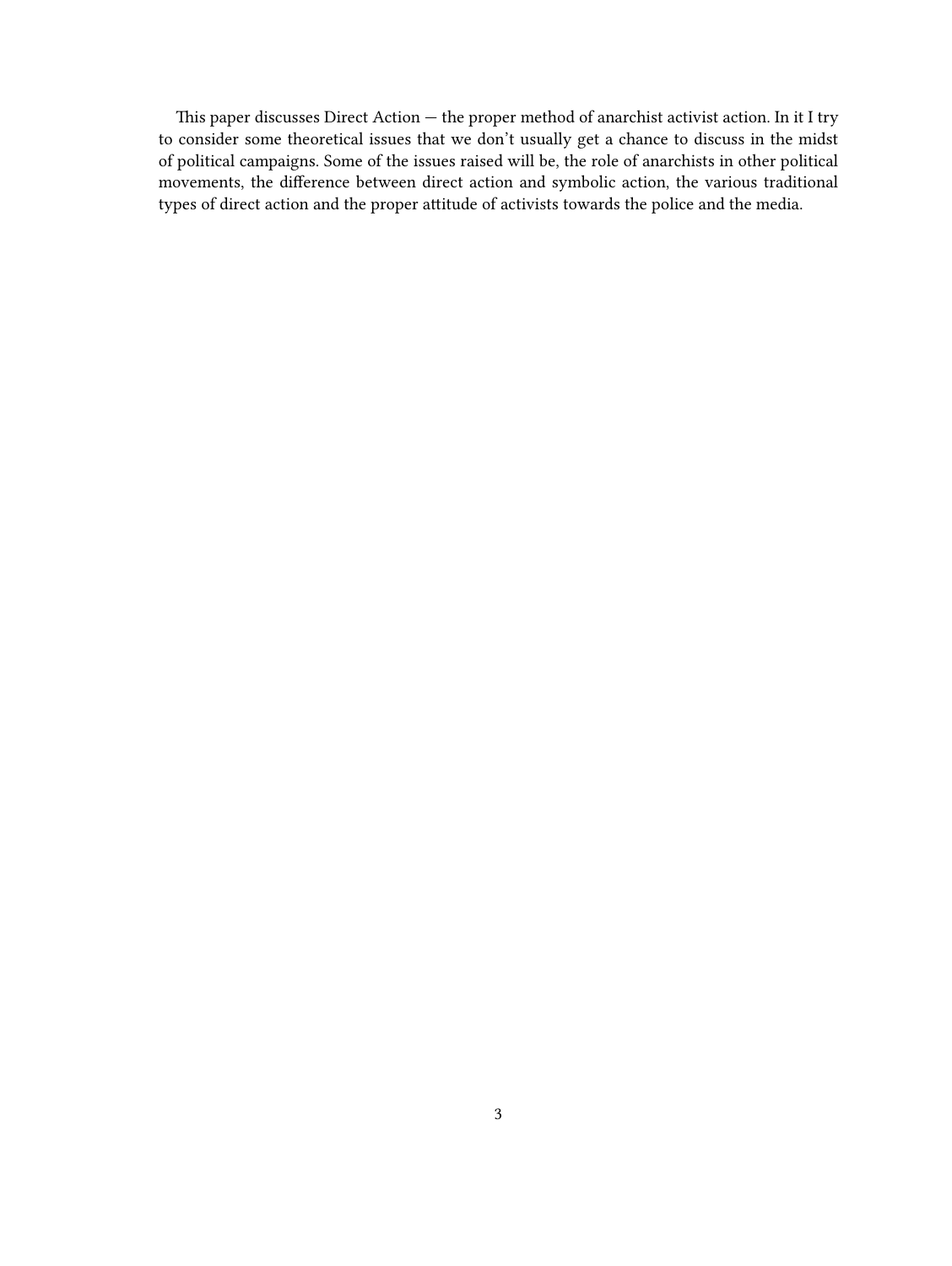This paper discusses Direct Action — the proper method of anarchist activist action. In it I try to consider some theoretical issues that we don't usually get a chance to discuss in the midst of political campaigns. Some of the issues raised will be, the role of anarchists in other political movements, the difference between direct action and symbolic action, the various traditional types of direct action and the proper attitude of activists towards the police and the media.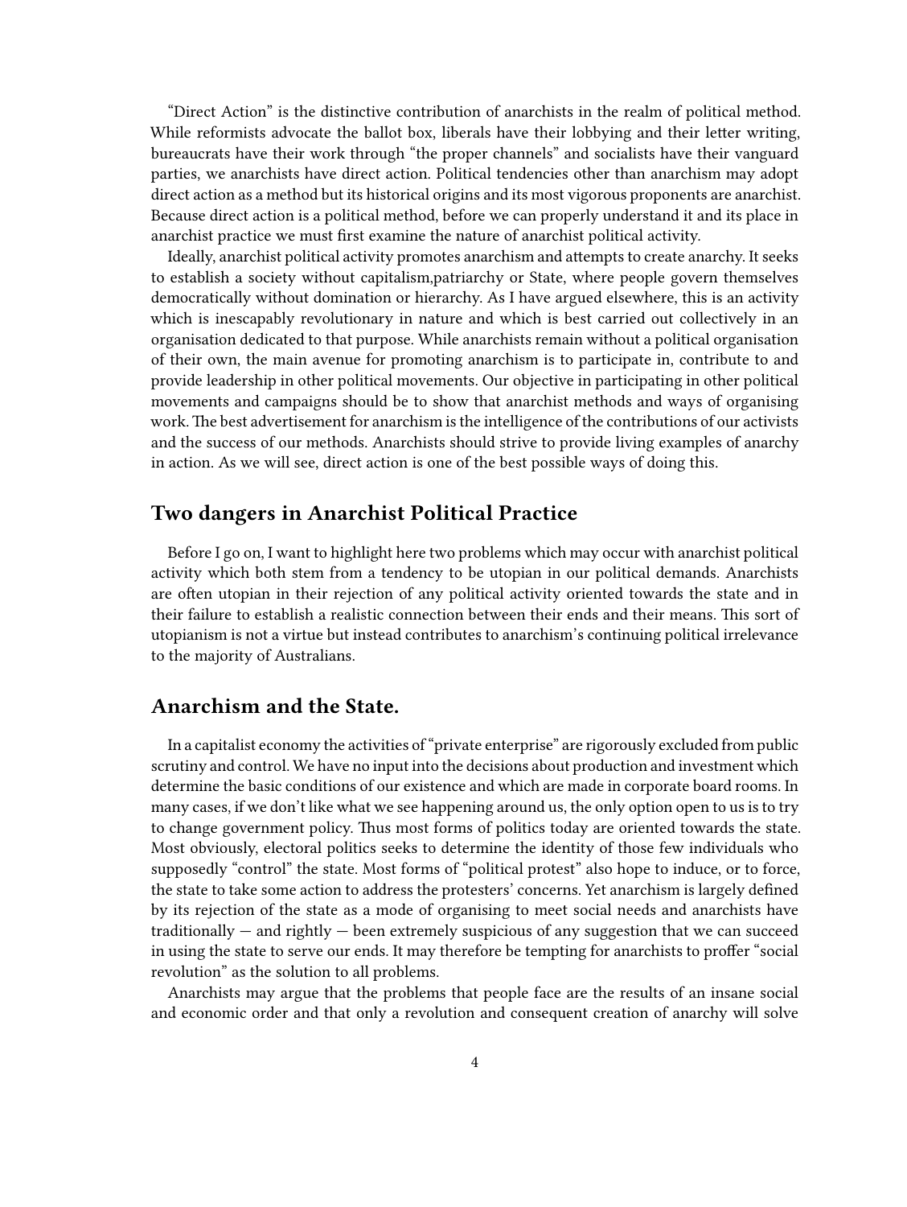"Direct Action" is the distinctive contribution of anarchists in the realm of political method. While reformists advocate the ballot box, liberals have their lobbying and their letter writing, bureaucrats have their work through "the proper channels" and socialists have their vanguard parties, we anarchists have direct action. Political tendencies other than anarchism may adopt direct action as a method but its historical origins and its most vigorous proponents are anarchist. Because direct action is a political method, before we can properly understand it and its place in anarchist practice we must first examine the nature of anarchist political activity.

Ideally, anarchist political activity promotes anarchism and attempts to create anarchy. It seeks to establish a society without capitalism,patriarchy or State, where people govern themselves democratically without domination or hierarchy. As I have argued elsewhere, this is an activity which is inescapably revolutionary in nature and which is best carried out collectively in an organisation dedicated to that purpose. While anarchists remain without a political organisation of their own, the main avenue for promoting anarchism is to participate in, contribute to and provide leadership in other political movements. Our objective in participating in other political movements and campaigns should be to show that anarchist methods and ways of organising work. The best advertisement for anarchism is the intelligence of the contributions of our activists and the success of our methods. Anarchists should strive to provide living examples of anarchy in action. As we will see, direct action is one of the best possible ways of doing this.

## Two dangers in Anarchist Political Practice

Before I go on, I want to highlight here two problems which may occur with anarchist political activity which both stem from a tendency to be utopian in our political demands. Anarchists are often utopian in their rejection of any political activity oriented towards the state and in their failure to establish a realistic connection between their ends and their means. This sort of utopianism is not a virtue but instead contributes to anarchism's continuing political irrelevance to the majority of Australians.

## Anarchism and the State.

In a capitalist economy the activities of "private enterprise" are rigorously excluded from public scrutiny and control. We have no input into the decisions about production and investment which determine the basic conditions of our existence and which are made in corporate board rooms. In many cases, if we don't like what we see happening around us, the only option open to us is to try to change government policy. Thus most forms of politics today are oriented towards the state. Most obviously, electoral politics seeks to determine the identity of those few individuals who supposedly "control" the state. Most forms of "political protest" also hope to induce, or to force, the state to take some action to address the protesters' concerns. Yet anarchism is largely defined by its rejection of the state as a mode of organising to meet social needs and anarchists have traditionally — and rightly — been extremely suspicious of any suggestion that we can succeed in using the state to serve our ends. It may therefore be tempting for anarchists to proffer "social revolution" as the solution to all problems.

Anarchists may argue that the problems that people face are the results of an insane social and economic order and that only a revolution and consequent creation of anarchy will solve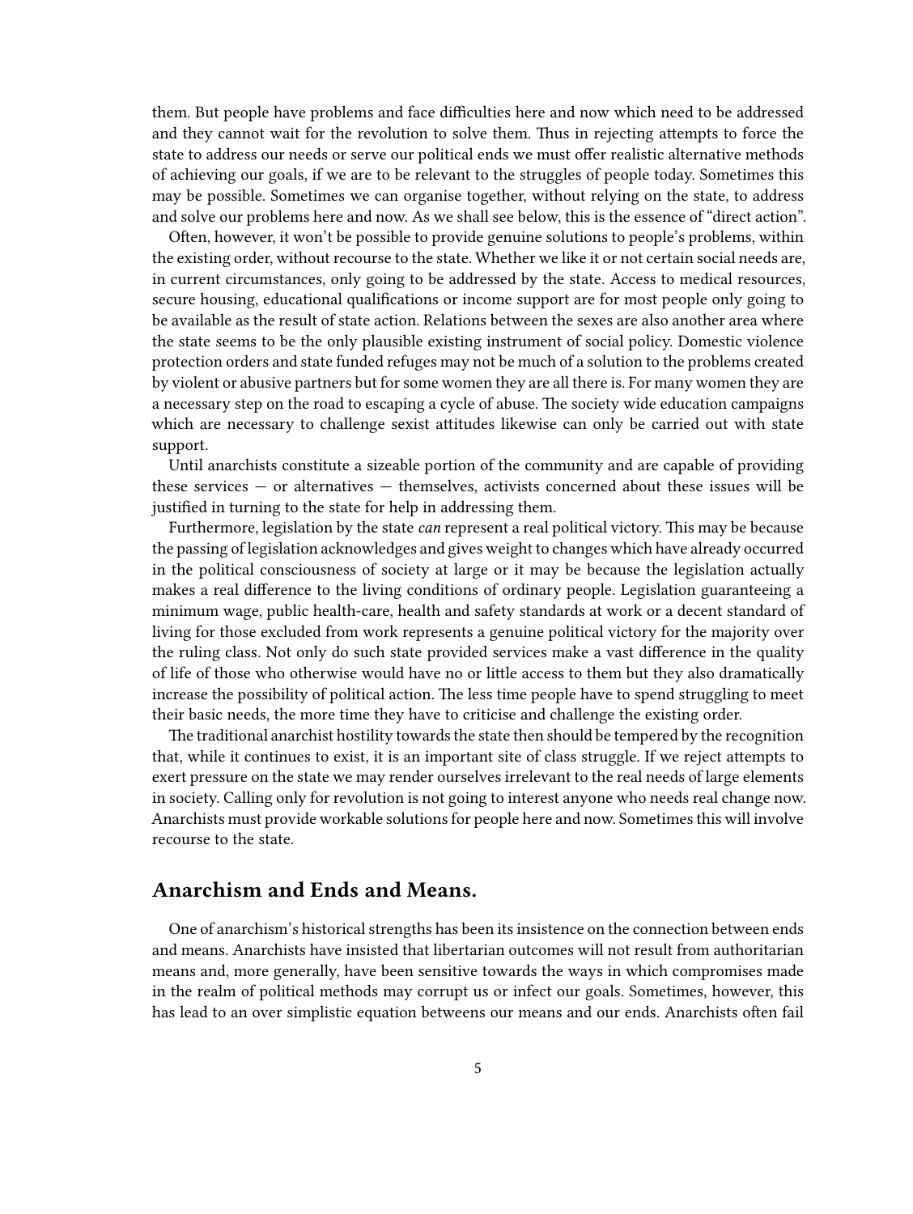them. But people have problems and face difficulties here and now which need to be addressed and they cannot wait for the revolution to solve them. Thus in rejecting attempts to force the state to address our needs or serve our political ends we must offer realistic alternative methods of achieving our goals, if we are to be relevant to the struggles of people today. Sometimes this may be possible. Sometimes we can organise together, without relying on the state, to address and solve our problems here and now. As we shall see below, this is the essence of "direct action".

Often, however, it won't be possible to provide genuine solutions to people's problems, within the existing order, without recourse to the state. Whether we like it or not certain social needs are, in current circumstances, only going to be addressed by the state. Access to medical resources, secure housing, educational qualifications or income support are for most people only going to be available as the result of state action. Relations between the sexes are also another area where the state seems to be the only plausible existing instrument of social policy. Domestic violence protection orders and state funded refuges may not be much of a solution to the problems created by violent or abusive partners but for some women they are all there is. For many women they are a necessary step on the road to escaping a cycle of abuse. The society wide education campaigns which are necessary to challenge sexist attitudes likewise can only be carried out with state support.

Until anarchists constitute a sizeable portion of the community and are capable of providing these services — or alternatives — themselves, activists concerned about these issues will be justified in turning to the state for help in addressing them.

Furthermore, legislation by the state *can* represent a real political victory. This may be because the passing of legislation acknowledges and gives weight to changes which have already occurred in the political consciousness of society at large or it may be because the legislation actually makes a real difference to the living conditions of ordinary people. Legislation guaranteeing a minimum wage, public health-care, health and safety standards at work or a decent standard of living for those excluded from work represents a genuine political victory for the majority over the ruling class. Not only do such state provided services make a vast difference in the quality of life of those who otherwise would have no or little access to them but they also dramatically increase the possibility of political action. The less time people have to spend struggling to meet their basic needs, the more time they have to criticise and challenge the existing order.

The traditional anarchist hostility towards the state then should be tempered by the recognition that, while it continues to exist, it is an important site of class struggle. If we reject attempts to exert pressure on the state we may render ourselves irrelevant to the real needs of large elements in society. Calling only for revolution is not going to interest anyone who needs real change now. Anarchists must provide workable solutions for people here and now. Sometimes this will involve recourse to the state.

## Anarchism and Ends and Means.

One of anarchism's historical strengths has been its insistence on the connection between ends and means. Anarchists have insisted that libertarian outcomes will not result from authoritarian means and, more generally, have been sensitive towards the ways in which compromises made in the realm of political methods may corrupt us or infect our goals. Sometimes, however, this has lead to an over simplistic equation betweens our means and our ends. Anarchists often fail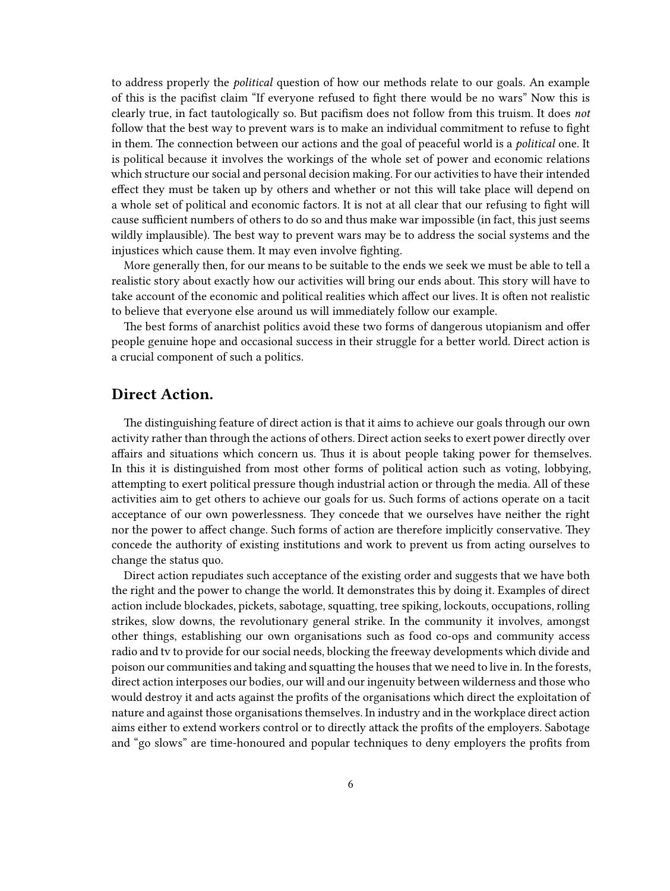to address properly the *political* question of how our methods relate to our goals. An example of this is the pacifist claim "If everyone refused to fight there would be no wars" Now this is clearly true, in fact tautologically so. But pacifism does not follow from this truism. It does *not* follow that the best way to prevent wars is to make an individual commitment to refuse to fight in them. The connection between our actions and the goal of peaceful world is a *political* one. It is political because it involves the workings of the whole set of power and economic relations which structure our social and personal decision making. For our activities to have their intended effect they must be taken up by others and whether or not this will take place will depend on a whole set of political and economic factors. It is not at all clear that our refusing to fight will cause sufficient numbers of others to do so and thus make war impossible (in fact, this just seems wildly implausible). The best way to prevent wars may be to address the social systems and the injustices which cause them. It may even involve fighting.

More generally then, for our means to be suitable to the ends we seek we must be able to tell a realistic story about exactly how our activities will bring our ends about. This story will have to take account of the economic and political realities which affect our lives. It is often not realistic to believe that everyone else around us will immediately follow our example.

The best forms of anarchist politics avoid these two forms of dangerous utopianism and offer people genuine hope and occasional success in their struggle for a better world. Direct action is a crucial component of such a politics.

## Direct Action.

The distinguishing feature of direct action is that it aims to achieve our goals through our own activity rather than through the actions of others. Direct action seeks to exert power directly over affairs and situations which concern us. Thus it is about people taking power for themselves. In this it is distinguished from most other forms of political action such as voting, lobbying, attempting to exert political pressure though industrial action or through the media. All of these activities aim to get others to achieve our goals for us. Such forms of actions operate on a tacit acceptance of our own powerlessness. They concede that we ourselves have neither the right nor the power to affect change. Such forms of action are therefore implicitly conservative. They concede the authority of existing institutions and work to prevent us from acting ourselves to change the status quo.

Direct action repudiates such acceptance of the existing order and suggests that we have both the right and the power to change the world. It demonstrates this by doing it. Examples of direct action include blockades, pickets, sabotage, squatting, tree spiking, lockouts, occupations, rolling strikes, slow downs, the revolutionary general strike. In the community it involves, amongst other things, establishing our own organisations such as food co-ops and community access radio and tv to provide for our social needs, blocking the freeway developments which divide and poison our communities and taking and squatting the houses that we need to live in. In the forests, direct action interposes our bodies, our will and our ingenuity between wilderness and those who would destroy it and acts against the profits of the organisations which direct the exploitation of nature and against those organisations themselves. In industry and in the workplace direct action aims either to extend workers control or to directly attack the profits of the employers. Sabotage and "go slows" are time-honoured and popular techniques to deny employers the profits from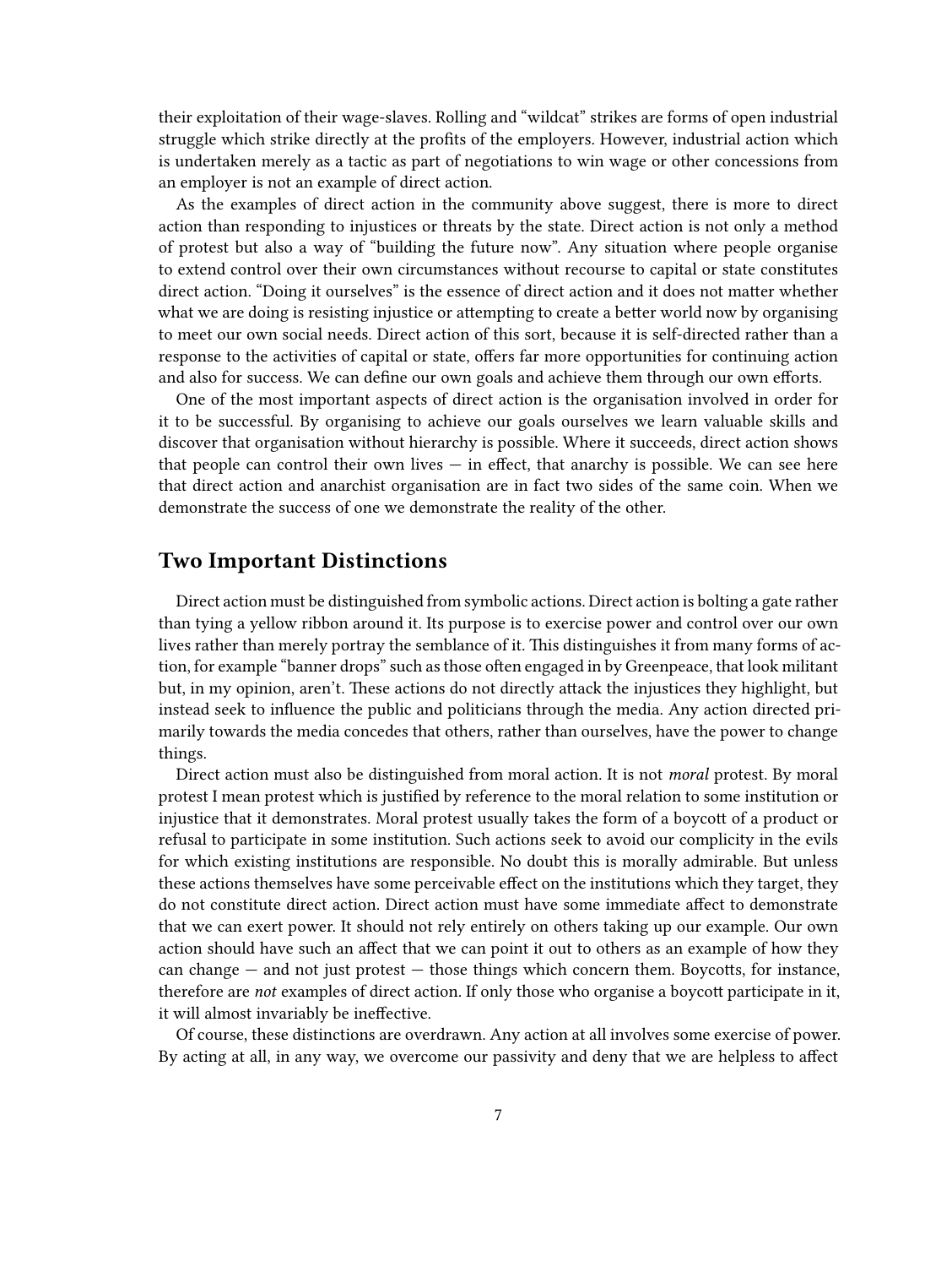their exploitation of their wage-slaves. Rolling and "wildcat" strikes are forms of open industrial struggle which strike directly at the profits of the employers. However, industrial action which is undertaken merely as a tactic as part of negotiations to win wage or other concessions from an employer is not an example of direct action.

As the examples of direct action in the community above suggest, there is more to direct action than responding to injustices or threats by the state. Direct action is not only a method of protest but also a way of "building the future now". Any situation where people organise to extend control over their own circumstances without recourse to capital or state constitutes direct action. "Doing it ourselves" is the essence of direct action and it does not matter whether what we are doing is resisting injustice or attempting to create a better world now by organising to meet our own social needs. Direct action of this sort, because it is self-directed rather than a response to the activities of capital or state, offers far more opportunities for continuing action and also for success. We can define our own goals and achieve them through our own efforts.

One of the most important aspects of direct action is the organisation involved in order for it to be successful. By organising to achieve our goals ourselves we learn valuable skills and discover that organisation without hierarchy is possible. Where it succeeds, direct action shows that people can control their own lives — in effect, that anarchy is possible. We can see here that direct action and anarchist organisation are in fact two sides of the same coin. When we demonstrate the success of one we demonstrate the reality of the other.

## Two Important Distinctions

Direct action must be distinguished from symbolic actions. Direct action is bolting a gate rather than tying a yellow ribbon around it. Its purpose is to exercise power and control over our own lives rather than merely portray the semblance of it. This distinguishes it from many forms of action, for example "banner drops" such as those often engaged in by Greenpeace, that look militant but, in my opinion, aren't. These actions do not directly attack the injustices they highlight, but instead seek to influence the public and politicians through the media. Any action directed primarily towards the media concedes that others, rather than ourselves, have the power to change things.

Direct action must also be distinguished from moral action. It is not *moral* protest. By moral protest I mean protest which is justified by reference to the moral relation to some institution or injustice that it demonstrates. Moral protest usually takes the form of a boycott of a product or refusal to participate in some institution. Such actions seek to avoid our complicity in the evils for which existing institutions are responsible. No doubt this is morally admirable. But unless these actions themselves have some perceivable effect on the institutions which they target, they do not constitute direct action. Direct action must have some immediate affect to demonstrate that we can exert power. It should not rely entirely on others taking up our example. Our own action should have such an affect that we can point it out to others as an example of how they can change — and not just protest — those things which concern them. Boycotts, for instance, therefore are *not* examples of direct action. If only those who organise a boycott participate in it, it will almost invariably be ineffective.

Of course, these distinctions are overdrawn. Any action at all involves some exercise of power. By acting at all, in any way, we overcome our passivity and deny that we are helpless to affect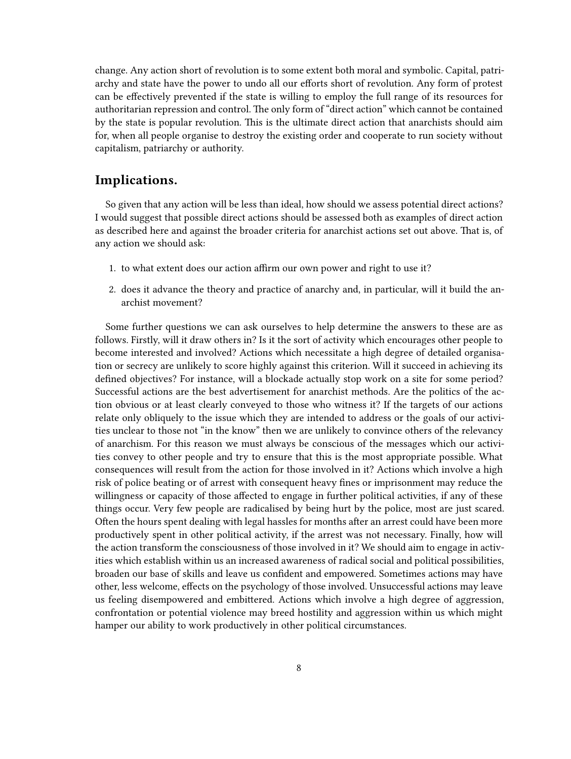change. Any action short of revolution is to some extent both moral and symbolic. Capital, patriarchy and state have the power to undo all our efforts short of revolution. Any form of protest can be effectively prevented if the state is willing to employ the full range of its resources for authoritarian repression and control. The only form of "direct action" which cannot be contained by the state is popular revolution. This is the ultimate direct action that anarchists should aim for, when all people organise to destroy the existing order and cooperate to run society without capitalism, patriarchy or authority.

## Implications.

So given that any action will be less than ideal, how should we assess potential direct actions? I would suggest that possible direct actions should be assessed both as examples of direct action as described here and against the broader criteria for anarchist actions set out above. That is, of any action we should ask:

1. to what extent does our action affirm our own power and right to use it?
2. does it advance the theory and practice of anarchy and, in particular, will it build the anarchist movement?

Some further questions we can ask ourselves to help determine the answers to these are as follows. Firstly, will it draw others in? Is it the sort of activity which encourages other people to become interested and involved? Actions which necessitate a high degree of detailed organisation or secrecy are unlikely to score highly against this criterion. Will it succeed in achieving its defined objectives? For instance, will a blockade actually stop work on a site for some period? Successful actions are the best advertisement for anarchist methods. Are the politics of the action obvious or at least clearly conveyed to those who witness it? If the targets of our actions relate only obliquely to the issue which they are intended to address or the goals of our activities unclear to those not "in the know" then we are unlikely to convince others of the relevancy of anarchism. For this reason we must always be conscious of the messages which our activities convey to other people and try to ensure that this is the most appropriate possible. What consequences will result from the action for those involved in it? Actions which involve a high risk of police beating or of arrest with consequent heavy fines or imprisonment may reduce the willingness or capacity of those affected to engage in further political activities, if any of these things occur. Very few people are radicalised by being hurt by the police, most are just scared. Often the hours spent dealing with legal hassles for months after an arrest could have been more productively spent in other political activity, if the arrest was not necessary. Finally, how will the action transform the consciousness of those involved in it? We should aim to engage in activities which establish within us an increased awareness of radical social and political possibilities, broaden our base of skills and leave us confident and empowered. Sometimes actions may have other, less welcome, effects on the psychology of those involved. Unsuccessful actions may leave us feeling disempowered and embittered. Actions which involve a high degree of aggression, confrontation or potential violence may breed hostility and aggression within us which might hamper our ability to work productively in other political circumstances.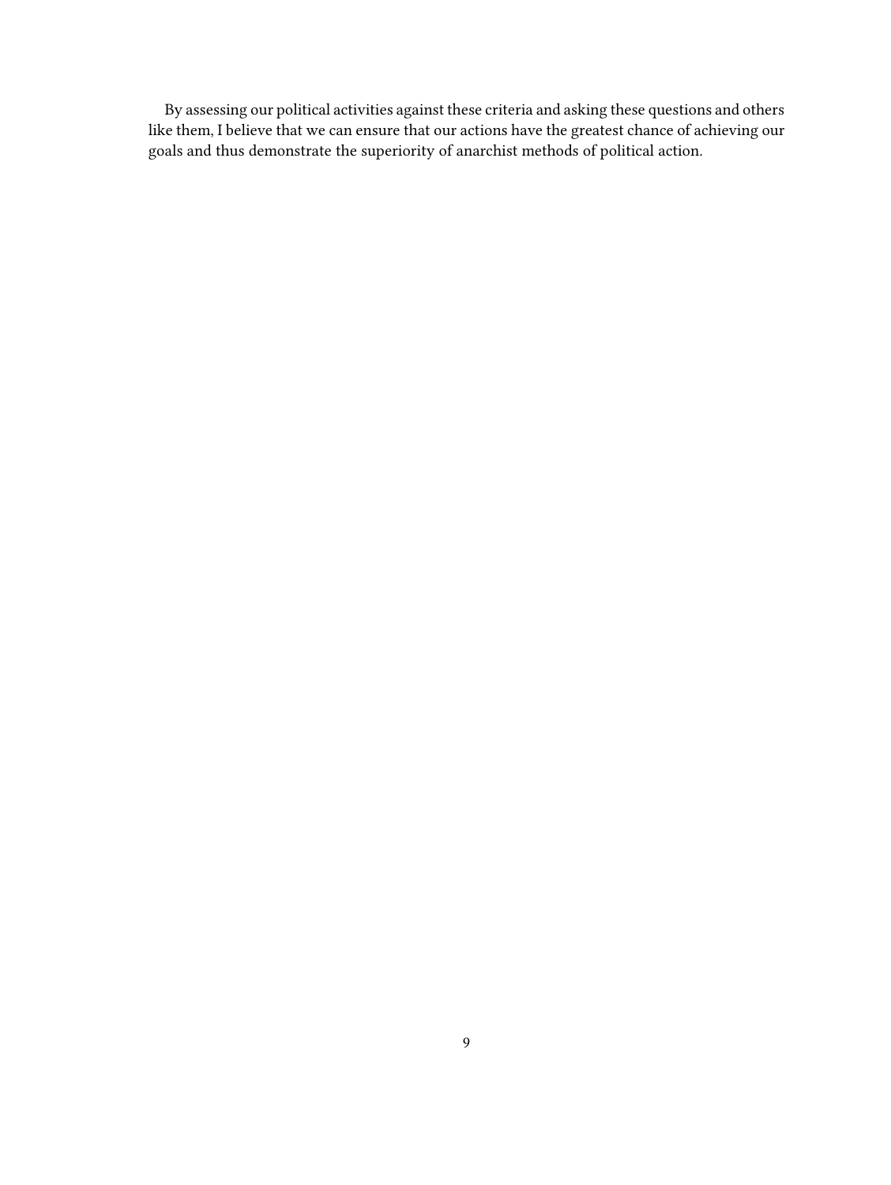By assessing our political activities against these criteria and asking these questions and others like them, I believe that we can ensure that our actions have the greatest chance of achieving our goals and thus demonstrate the superiority of anarchist methods of political action.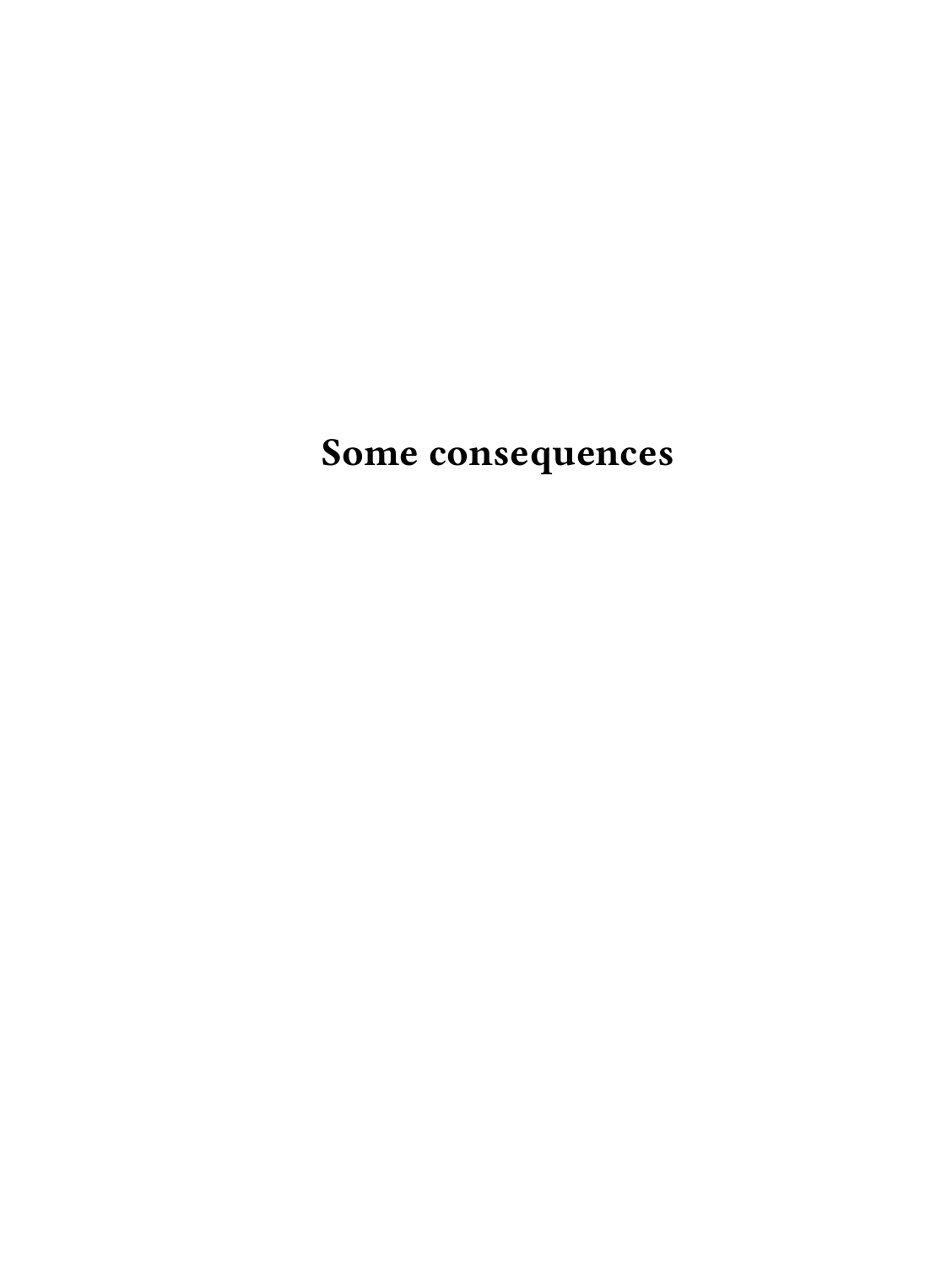# Some consequences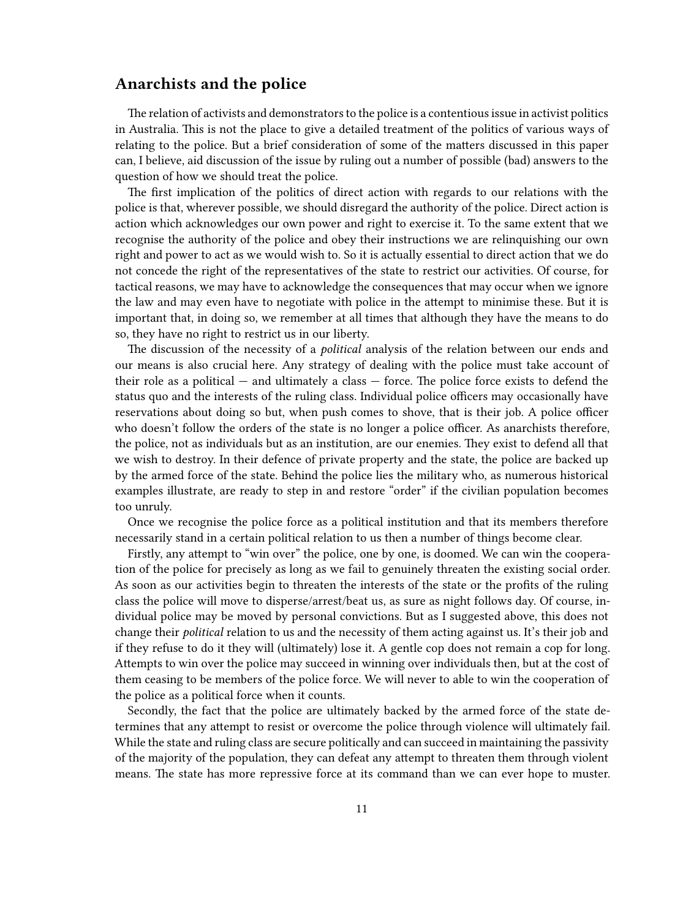## Anarchists and the police

The relation of activists and demonstrators to the police is a contentious issue in activist politics in Australia. This is not the place to give a detailed treatment of the politics of various ways of relating to the police. But a brief consideration of some of the matters discussed in this paper can, I believe, aid discussion of the issue by ruling out a number of possible (bad) answers to the question of how we should treat the police.

The first implication of the politics of direct action with regards to our relations with the police is that, wherever possible, we should disregard the authority of the police. Direct action is action which acknowledges our own power and right to exercise it. To the same extent that we recognise the authority of the police and obey their instructions we are relinquishing our own right and power to act as we would wish to. So it is actually essential to direct action that we do not concede the right of the representatives of the state to restrict our activities. Of course, for tactical reasons, we may have to acknowledge the consequences that may occur when we ignore the law and may even have to negotiate with police in the attempt to minimise these. But it is important that, in doing so, we remember at all times that although they have the means to do so, they have no right to restrict us in our liberty.

The discussion of the necessity of a *political* analysis of the relation between our ends and our means is also crucial here. Any strategy of dealing with the police must take account of their role as a political — and ultimately a class — force. The police force exists to defend the status quo and the interests of the ruling class. Individual police officers may occasionally have reservations about doing so but, when push comes to shove, that is their job. A police officer who doesn't follow the orders of the state is no longer a police officer. As anarchists therefore, the police, not as individuals but as an institution, are our enemies. They exist to defend all that we wish to destroy. In their defence of private property and the state, the police are backed up by the armed force of the state. Behind the police lies the military who, as numerous historical examples illustrate, are ready to step in and restore "order" if the civilian population becomes too unruly.

Once we recognise the police force as a political institution and that its members therefore necessarily stand in a certain political relation to us then a number of things become clear.

Firstly, any attempt to "win over" the police, one by one, is doomed. We can win the cooperation of the police for precisely as long as we fail to genuinely threaten the existing social order. As soon as our activities begin to threaten the interests of the state or the profits of the ruling class the police will move to disperse/arrest/beat us, as sure as night follows day. Of course, individual police may be moved by personal convictions. But as I suggested above, this does not change their *political* relation to us and the necessity of them acting against us. It's their job and if they refuse to do it they will (ultimately) lose it. A gentle cop does not remain a cop for long. Attempts to win over the police may succeed in winning over individuals then, but at the cost of them ceasing to be members of the police force. We will never to able to win the cooperation of the police as a political force when it counts.

Secondly, the fact that the police are ultimately backed by the armed force of the state determines that any attempt to resist or overcome the police through violence will ultimately fail. While the state and ruling class are secure politically and can succeed in maintaining the passivity of the majority of the population, they can defeat any attempt to threaten them through violent means. The state has more repressive force at its command than we can ever hope to muster.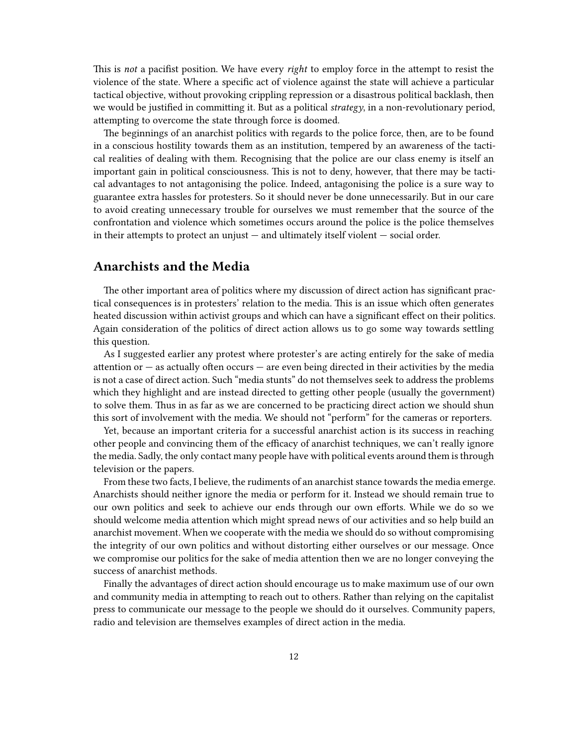This is *not* a pacifist position. We have every *right* to employ force in the attempt to resist the violence of the state. Where a specific act of violence against the state will achieve a particular tactical objective, without provoking crippling repression or a disastrous political backlash, then we would be justified in committing it. But as a political *strategy*, in a non-revolutionary period, attempting to overcome the state through force is doomed.

The beginnings of an anarchist politics with regards to the police force, then, are to be found in a conscious hostility towards them as an institution, tempered by an awareness of the tactical realities of dealing with them. Recognising that the police are our class enemy is itself an important gain in political consciousness. This is not to deny, however, that there may be tactical advantages to not antagonising the police. Indeed, antagonising the police is a sure way to guarantee extra hassles for protesters. So it should never be done unnecessarily. But in our care to avoid creating unnecessary trouble for ourselves we must remember that the source of the confrontation and violence which sometimes occurs around the police is the police themselves in their attempts to protect an unjust — and ultimately itself violent — social order.

## Anarchists and the Media

The other important area of politics where my discussion of direct action has significant practical consequences is in protesters' relation to the media. This is an issue which often generates heated discussion within activist groups and which can have a significant effect on their politics. Again consideration of the politics of direct action allows us to go some way towards settling this question.

As I suggested earlier any protest where protester's are acting entirely for the sake of media attention or — as actually often occurs — are even being directed in their activities by the media is not a case of direct action. Such "media stunts" do not themselves seek to address the problems which they highlight and are instead directed to getting other people (usually the government) to solve them. Thus in as far as we are concerned to be practicing direct action we should shun this sort of involvement with the media. We should not "perform" for the cameras or reporters.

Yet, because an important criteria for a successful anarchist action is its success in reaching other people and convincing them of the efficacy of anarchist techniques, we can't really ignore the media. Sadly, the only contact many people have with political events around them is through television or the papers.

From these two facts, I believe, the rudiments of an anarchist stance towards the media emerge. Anarchists should neither ignore the media or perform for it. Instead we should remain true to our own politics and seek to achieve our ends through our own efforts. While we do so we should welcome media attention which might spread news of our activities and so help build an anarchist movement. When we cooperate with the media we should do so without compromising the integrity of our own politics and without distorting either ourselves or our message. Once we compromise our politics for the sake of media attention then we are no longer conveying the success of anarchist methods.

Finally the advantages of direct action should encourage us to make maximum use of our own and community media in attempting to reach out to others. Rather than relying on the capitalist press to communicate our message to the people we should do it ourselves. Community papers, radio and television are themselves examples of direct action in the media.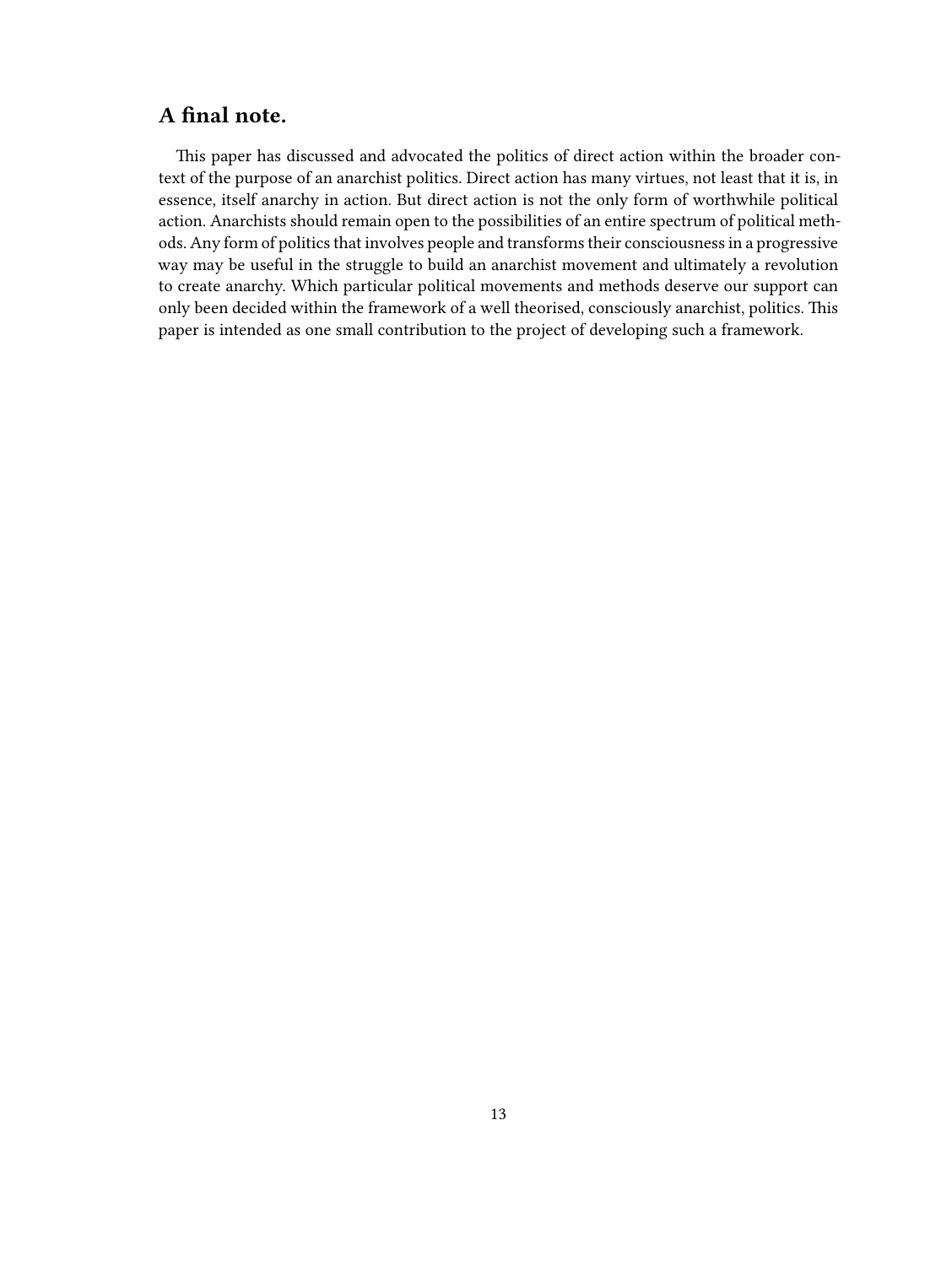## A final note.

This paper has discussed and advocated the politics of direct action within the broader context of the purpose of an anarchist politics. Direct action has many virtues, not least that it is, in essence, itself anarchy in action. But direct action is not the only form of worthwhile political action. Anarchists should remain open to the possibilities of an entire spectrum of political methods. Any form of politics that involves people and transforms their consciousness in a progressive way may be useful in the struggle to build an anarchist movement and ultimately a revolution to create anarchy. Which particular political movements and methods deserve our support can only been decided within the framework of a well theorised, consciously anarchist, politics. This paper is intended as one small contribution to the project of developing such a framework.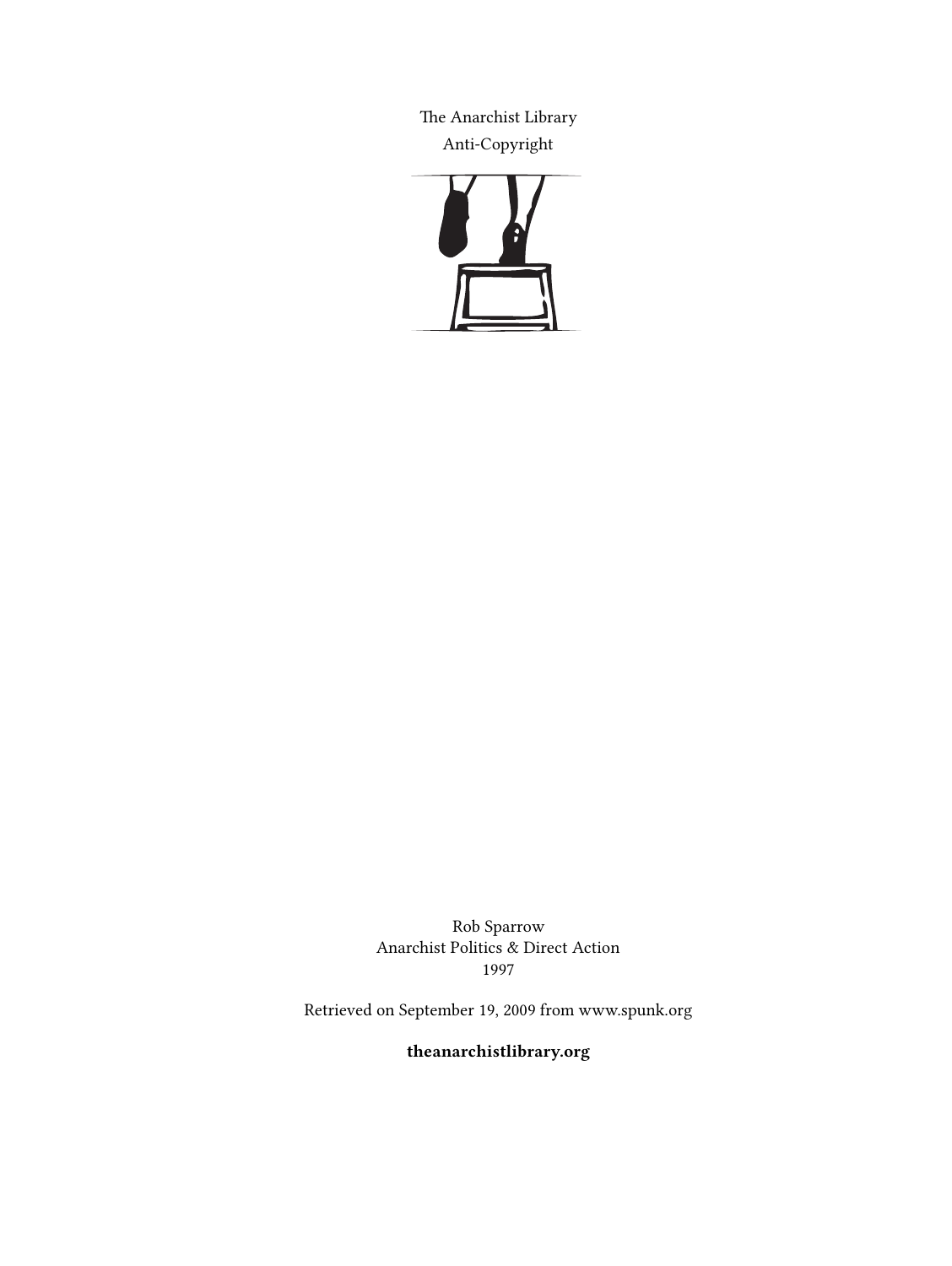The Anarchist Library
Anti-Copyright

Rob Sparrow
Anarchist Politics & Direct Action
1997

Retrieved on September 19, 2009 from www.spunk.org

**theanarchistlibrary.org**